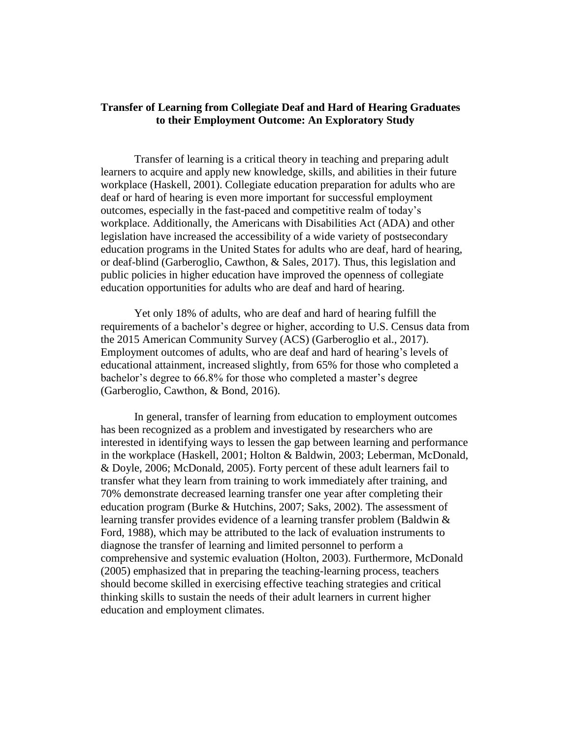# Transfer of Learning from Collegiate Deaf and Hard of Hearing Graduates to their Employment Outcome: An Exploratory Study

Transfer of learning is a critical theory in teaching and preparing adult learners to acquire and apply new knowledge, skills, and abilities in their future workplace (Haskell, 2001). Collegiate education preparation for adults who are deaf or hard of hearing is even more important for successful employment outcomes, especially in the fast-paced and competitive realm of today's workplace. Additionally, the Americans with Disabilities Act (ADA) and other legislation have increased the accessibility of a wide variety of postsecondary education programs in the United States for adults who are deaf, hard of hearing, or deaf-blind (Garberoglio, Cawthon, & Sales, 2017). Thus, this legislation and public policies in higher education have improved the openness of collegiate education opportunities for adults who are deaf and hard of hearing.

Yet only 18% of adults, who are deaf and hard of hearing fulfill the requirements of a bachelor's degree or higher, according to U.S. Census data from the 2015 American Community Survey (ACS) (Garberoglio et al., 2017). Employment outcomes of adults, who are deaf and hard of hearing's levels of educational attainment, increased slightly, from 65% for those who completed a bachelor's degree to 66.8% for those who completed a master's degree (Garberoglio, Cawthon, & Bond, 2016).

In general, transfer of learning from education to employment outcomes has been recognized as a problem and investigated by researchers who are interested in identifying ways to lessen the gap between learning and performance in the workplace (Haskell, 2001; Holton & Baldwin, 2003; Leberman, McDonald, & Doyle, 2006; McDonald, 2005). Forty percent of these adult learners fail to transfer what they learn from training to work immediately after training, and 70% demonstrate decreased learning transfer one year after completing their education program (Burke & Hutchins, 2007; Saks, 2002). The assessment of learning transfer provides evidence of a learning transfer problem (Baldwin & Ford, 1988), which may be attributed to the lack of evaluation instruments to diagnose the transfer of learning and limited personnel to perform a comprehensive and systemic evaluation (Holton, 2003). Furthermore, McDonald (2005) emphasized that in preparing the teaching-learning process, teachers should become skilled in exercising effective teaching strategies and critical thinking skills to sustain the needs of their adult learners in current higher education and employment climates.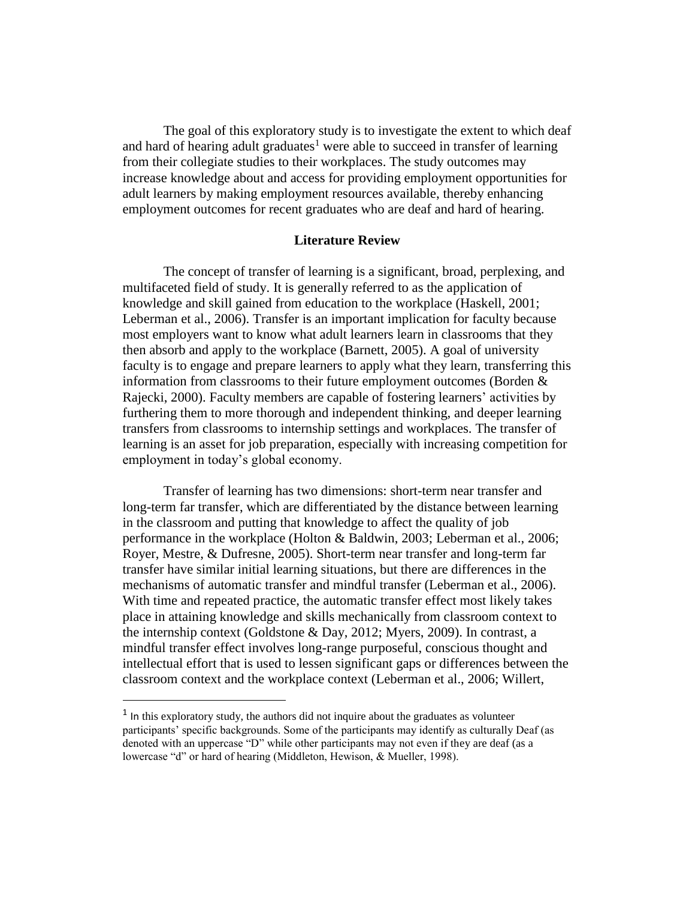The goal of this exploratory study is to investigate the extent to which deaf and hard of hearing adult graduates[1] were able to succeed in transfer of learning from their collegiate studies to their workplaces. The study outcomes may increase knowledge about and access for providing employment opportunities for adult learners by making employment resources available, thereby enhancing employment outcomes for recent graduates who are deaf and hard of hearing.

## Literature Review

The concept of transfer of learning is a significant, broad, perplexing, and multifaceted field of study. It is generally referred to as the application of knowledge and skill gained from education to the workplace (Haskell, 2001; Leberman et al., 2006). Transfer is an important implication for faculty because most employers want to know what adult learners learn in classrooms that they then absorb and apply to the workplace (Barnett, 2005). A goal of university faculty is to engage and prepare learners to apply what they learn, transferring this information from classrooms to their future employment outcomes (Borden & Rajecki, 2000). Faculty members are capable of fostering learners' activities by furthering them to more thorough and independent thinking, and deeper learning transfers from classrooms to internship settings and workplaces. The transfer of learning is an asset for job preparation, especially with increasing competition for employment in today's global economy.

Transfer of learning has two dimensions: short-term near transfer and long-term far transfer, which are differentiated by the distance between learning in the classroom and putting that knowledge to affect the quality of job performance in the workplace (Holton & Baldwin, 2003; Leberman et al., 2006; Royer, Mestre, & Dufresne, 2005). Short-term near transfer and long-term far transfer have similar initial learning situations, but there are differences in the mechanisms of automatic transfer and mindful transfer (Leberman et al., 2006). With time and repeated practice, the automatic transfer effect most likely takes place in attaining knowledge and skills mechanically from classroom context to the internship context (Goldstone & Day, 2012; Myers, 2009). In contrast, a mindful transfer effect involves long-range purposeful, conscious thought and intellectual effort that is used to lessen significant gaps or differences between the classroom context and the workplace context (Leberman et al., 2006; Willert,

[1] In this exploratory study, the authors did not inquire about the graduates as volunteer participants' specific backgrounds. Some of the participants may identify as culturally Deaf (as denoted with an uppercase "D" while other participants may not even if they are deaf (as a lowercase "d" or hard of hearing (Middleton, Hewison, & Mueller, 1998).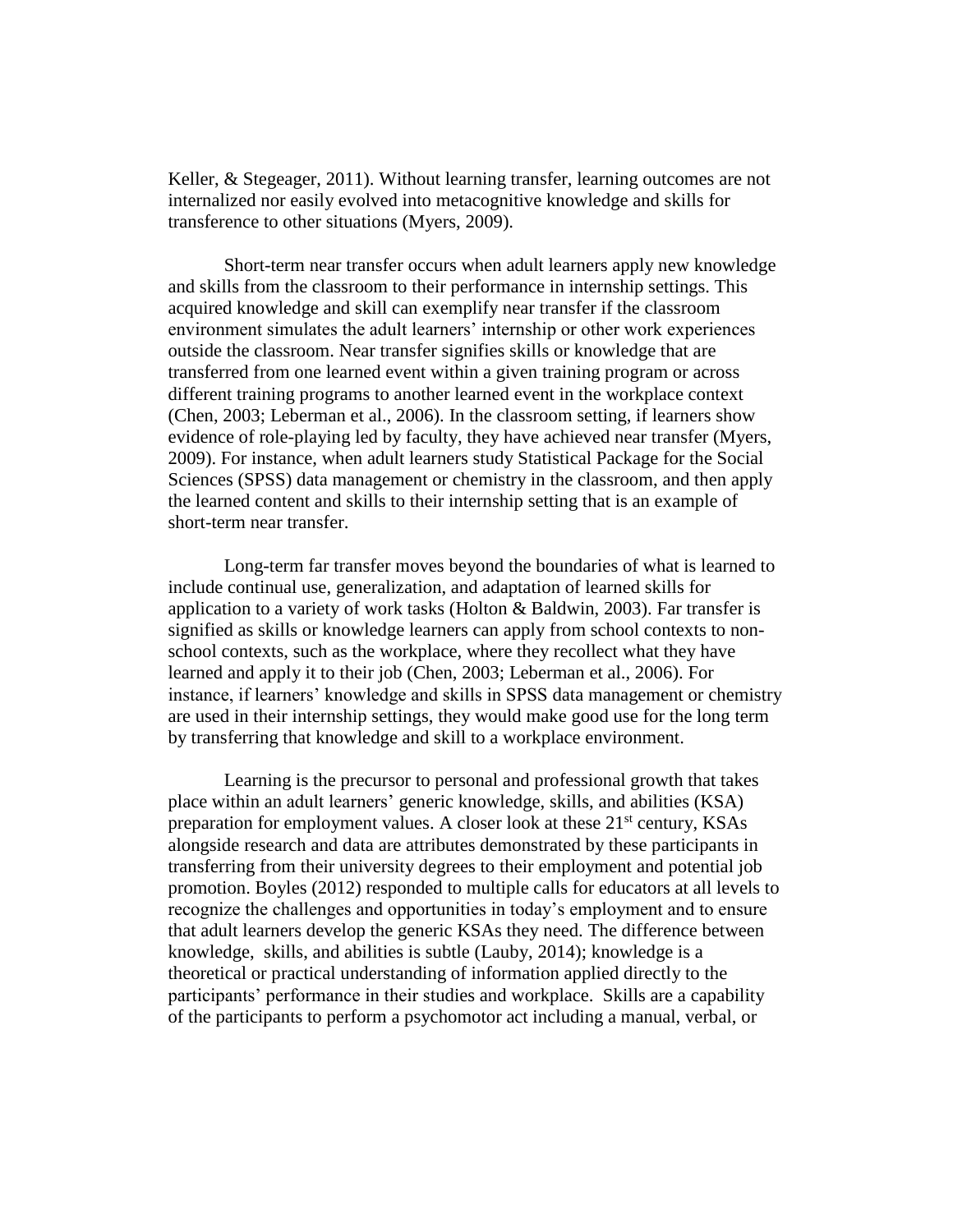Keller, & Stegeager, 2011). Without learning transfer, learning outcomes are not internalized nor easily evolved into metacognitive knowledge and skills for transference to other situations (Myers, 2009).

Short-term near transfer occurs when adult learners apply new knowledge and skills from the classroom to their performance in internship settings. This acquired knowledge and skill can exemplify near transfer if the classroom environment simulates the adult learners' internship or other work experiences outside the classroom. Near transfer signifies skills or knowledge that are transferred from one learned event within a given training program or across different training programs to another learned event in the workplace context (Chen, 2003; Leberman et al., 2006). In the classroom setting, if learners show evidence of role-playing led by faculty, they have achieved near transfer (Myers, 2009). For instance, when adult learners study Statistical Package for the Social Sciences (SPSS) data management or chemistry in the classroom, and then apply the learned content and skills to their internship setting that is an example of short-term near transfer.

Long-term far transfer moves beyond the boundaries of what is learned to include continual use, generalization, and adaptation of learned skills for application to a variety of work tasks (Holton & Baldwin, 2003). Far transfer is signified as skills or knowledge learners can apply from school contexts to non-school contexts, such as the workplace, where they recollect what they have learned and apply it to their job (Chen, 2003; Leberman et al., 2006). For instance, if learners' knowledge and skills in SPSS data management or chemistry are used in their internship settings, they would make good use for the long term by transferring that knowledge and skill to a workplace environment.

Learning is the precursor to personal and professional growth that takes place within an adult learners' generic knowledge, skills, and abilities (KSA) preparation for employment values. A closer look at these 21st century, KSAs alongside research and data are attributes demonstrated by these participants in transferring from their university degrees to their employment and potential job promotion. Boyles (2012) responded to multiple calls for educators at all levels to recognize the challenges and opportunities in today's employment and to ensure that adult learners develop the generic KSAs they need. The difference between knowledge, skills, and abilities is subtle (Lauby, 2014); knowledge is a theoretical or practical understanding of information applied directly to the participants' performance in their studies and workplace. Skills are a capability of the participants to perform a psychomotor act including a manual, verbal, or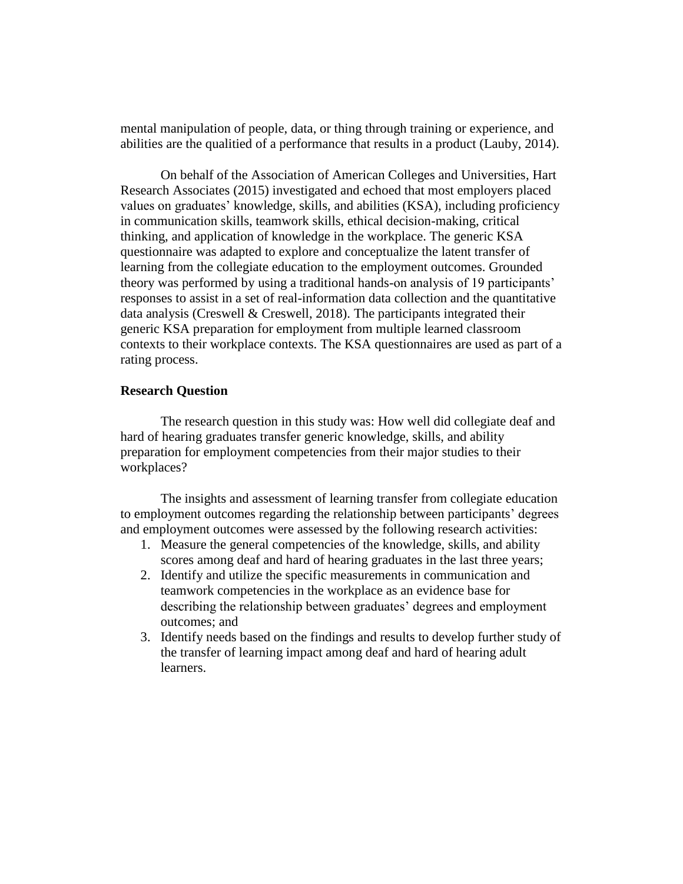mental manipulation of people, data, or thing through training or experience, and abilities are the qualitied of a performance that results in a product (Lauby, 2014).

On behalf of the Association of American Colleges and Universities, Hart Research Associates (2015) investigated and echoed that most employers placed values on graduates' knowledge, skills, and abilities (KSA), including proficiency in communication skills, teamwork skills, ethical decision-making, critical thinking, and application of knowledge in the workplace. The generic KSA questionnaire was adapted to explore and conceptualize the latent transfer of learning from the collegiate education to the employment outcomes. Grounded theory was performed by using a traditional hands-on analysis of 19 participants' responses to assist in a set of real-information data collection and the quantitative data analysis (Creswell & Creswell, 2018). The participants integrated their generic KSA preparation for employment from multiple learned classroom contexts to their workplace contexts. The KSA questionnaires are used as part of a rating process.

### Research Question

The research question in this study was: How well did collegiate deaf and hard of hearing graduates transfer generic knowledge, skills, and ability preparation for employment competencies from their major studies to their workplaces?

The insights and assessment of learning transfer from collegiate education to employment outcomes regarding the relationship between participants' degrees and employment outcomes were assessed by the following research activities:

1. Measure the general competencies of the knowledge, skills, and ability scores among deaf and hard of hearing graduates in the last three years;
2. Identify and utilize the specific measurements in communication and teamwork competencies in the workplace as an evidence base for describing the relationship between graduates' degrees and employment outcomes; and
3. Identify needs based on the findings and results to develop further study of the transfer of learning impact among deaf and hard of hearing adult learners.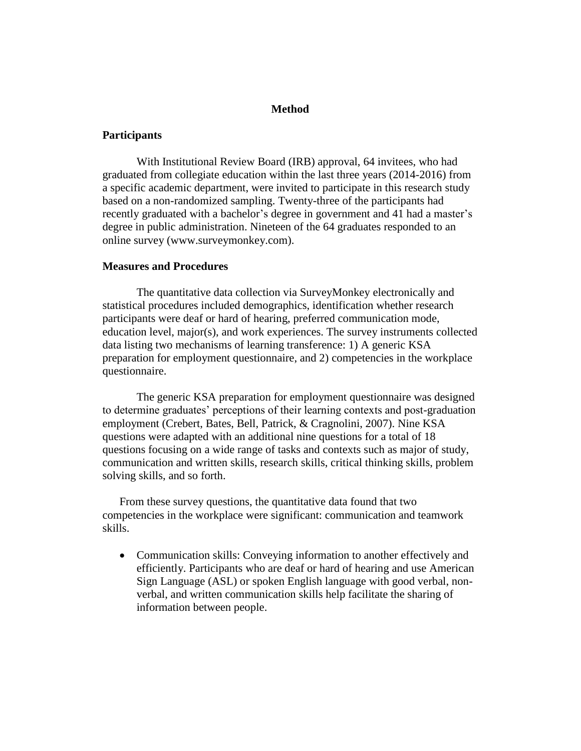## Method

### Participants

With Institutional Review Board (IRB) approval, 64 invitees, who had graduated from collegiate education within the last three years (2014-2016) from a specific academic department, were invited to participate in this research study based on a non-randomized sampling. Twenty-three of the participants had recently graduated with a bachelor's degree in government and 41 had a master's degree in public administration. Nineteen of the 64 graduates responded to an online survey (www.surveymonkey.com).

### Measures and Procedures

The quantitative data collection via SurveyMonkey electronically and statistical procedures included demographics, identification whether research participants were deaf or hard of hearing, preferred communication mode, education level, major(s), and work experiences. The survey instruments collected data listing two mechanisms of learning transference: 1) A generic KSA preparation for employment questionnaire, and 2) competencies in the workplace questionnaire.

The generic KSA preparation for employment questionnaire was designed to determine graduates' perceptions of their learning contexts and post-graduation employment (Crebert, Bates, Bell, Patrick, & Cragnolini, 2007). Nine KSA questions were adapted with an additional nine questions for a total of 18 questions focusing on a wide range of tasks and contexts such as major of study, communication and written skills, research skills, critical thinking skills, problem solving skills, and so forth.

From these survey questions, the quantitative data found that two competencies in the workplace were significant: communication and teamwork skills.

- Communication skills: Conveying information to another effectively and efficiently. Participants who are deaf or hard of hearing and use American Sign Language (ASL) or spoken English language with good verbal, non-verbal, and written communication skills help facilitate the sharing of information between people.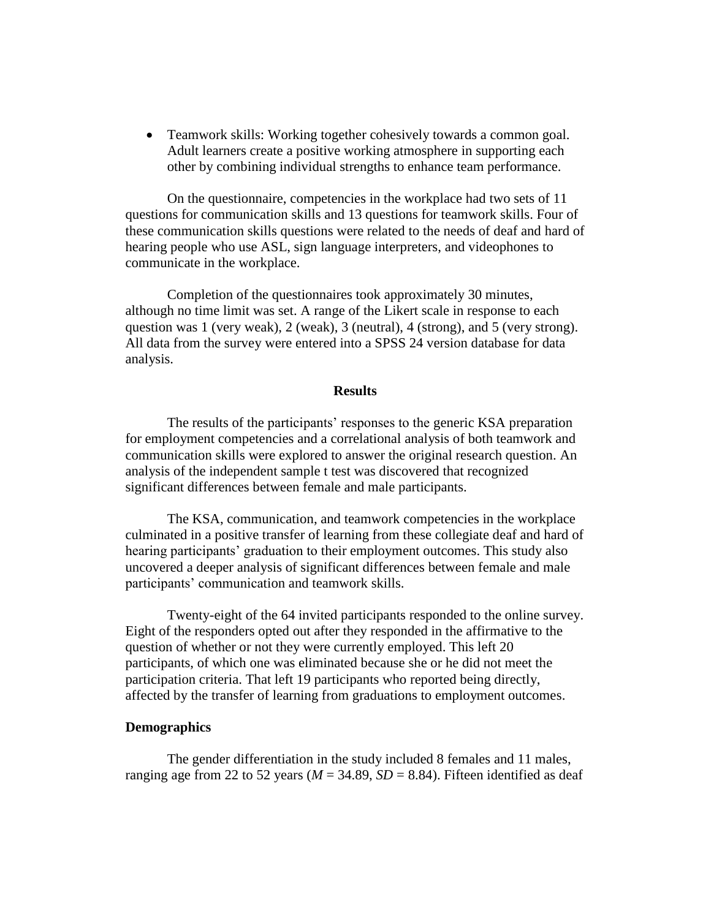- Teamwork skills: Working together cohesively towards a common goal. Adult learners create a positive working atmosphere in supporting each other by combining individual strengths to enhance team performance.

On the questionnaire, competencies in the workplace had two sets of 11 questions for communication skills and 13 questions for teamwork skills. Four of these communication skills questions were related to the needs of deaf and hard of hearing people who use ASL, sign language interpreters, and videophones to communicate in the workplace.

Completion of the questionnaires took approximately 30 minutes, although no time limit was set. A range of the Likert scale in response to each question was 1 (very weak), 2 (weak), 3 (neutral), 4 (strong), and 5 (very strong). All data from the survey were entered into a SPSS 24 version database for data analysis.

## Results

The results of the participants' responses to the generic KSA preparation for employment competencies and a correlational analysis of both teamwork and communication skills were explored to answer the original research question. An analysis of the independent sample t test was discovered that recognized significant differences between female and male participants.

The KSA, communication, and teamwork competencies in the workplace culminated in a positive transfer of learning from these collegiate deaf and hard of hearing participants' graduation to their employment outcomes. This study also uncovered a deeper analysis of significant differences between female and male participants' communication and teamwork skills.

Twenty-eight of the 64 invited participants responded to the online survey. Eight of the responders opted out after they responded in the affirmative to the question of whether or not they were currently employed. This left 20 participants, of which one was eliminated because she or he did not meet the participation criteria. That left 19 participants who reported being directly, affected by the transfer of learning from graduations to employment outcomes.

### Demographics

The gender differentiation in the study included 8 females and 11 males, ranging age from 22 to 52 years ($M$ = 34.89, $SD$ = 8.84). Fifteen identified as deaf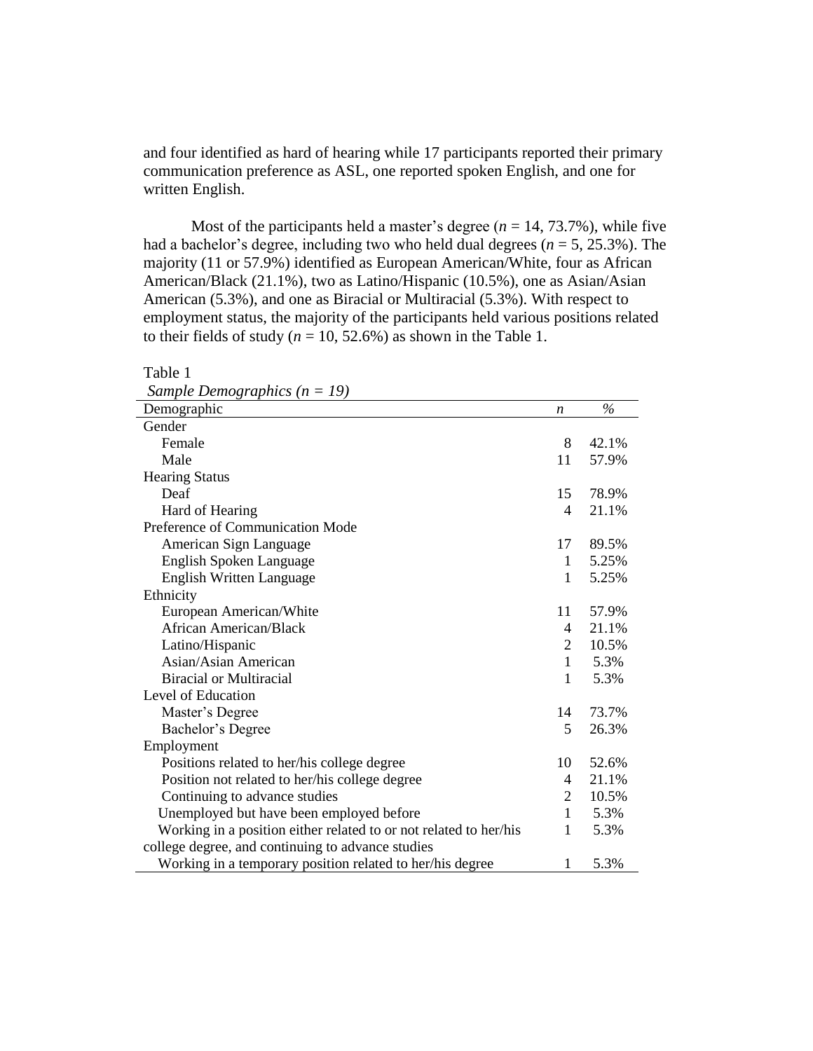and four identified as hard of hearing while 17 participants reported their primary communication preference as ASL, one reported spoken English, and one for written English.

Most of the participants held a master's degree (*n* = 14, 73.7%), while five had a bachelor's degree, including two who held dual degrees (*n* = 5, 25.3%). The majority (11 or 57.9%) identified as European American/White, four as African American/Black (21.1%), two as Latino/Hispanic (10.5%), one as Asian/Asian American (5.3%), and one as Biracial or Multiracial (5.3%). With respect to employment status, the majority of the participants held various positions related to their fields of study (*n* = 10, 52.6%) as shown in the Table 1.

Table 1

*Sample Demographics (n = 19)*

| Demographic | *n* | % |
|---|---|---|
| Gender | | |
| Female | 8 | 42.1% |
| Male | 11 | 57.9% |
| Hearing Status | | |
| Deaf | 15 | 78.9% |
| Hard of Hearing | 4 | 21.1% |
| Preference of Communication Mode | | |
| American Sign Language | 17 | 89.5% |
| English Spoken Language | 1 | 5.25% |
| English Written Language | 1 | 5.25% |
| Ethnicity | | |
| European American/White | 11 | 57.9% |
| African American/Black | 4 | 21.1% |
| Latino/Hispanic | 2 | 10.5% |
| Asian/Asian American | 1 | 5.3% |
| Biracial or Multiracial | 1 | 5.3% |
| Level of Education | | |
| Master's Degree | 14 | 73.7% |
| Bachelor's Degree | 5 | 26.3% |
| Employment | | |
| Positions related to her/his college degree | 10 | 52.6% |
| Position not related to her/his college degree | 4 | 21.1% |
| Continuing to advance studies | 2 | 10.5% |
| Unemployed but have been employed before | 1 | 5.3% |
| Working in a position either related to or not related to her/his college degree, and continuing to advance studies | 1 | 5.3% |
| Working in a temporary position related to her/his degree | 1 | 5.3% |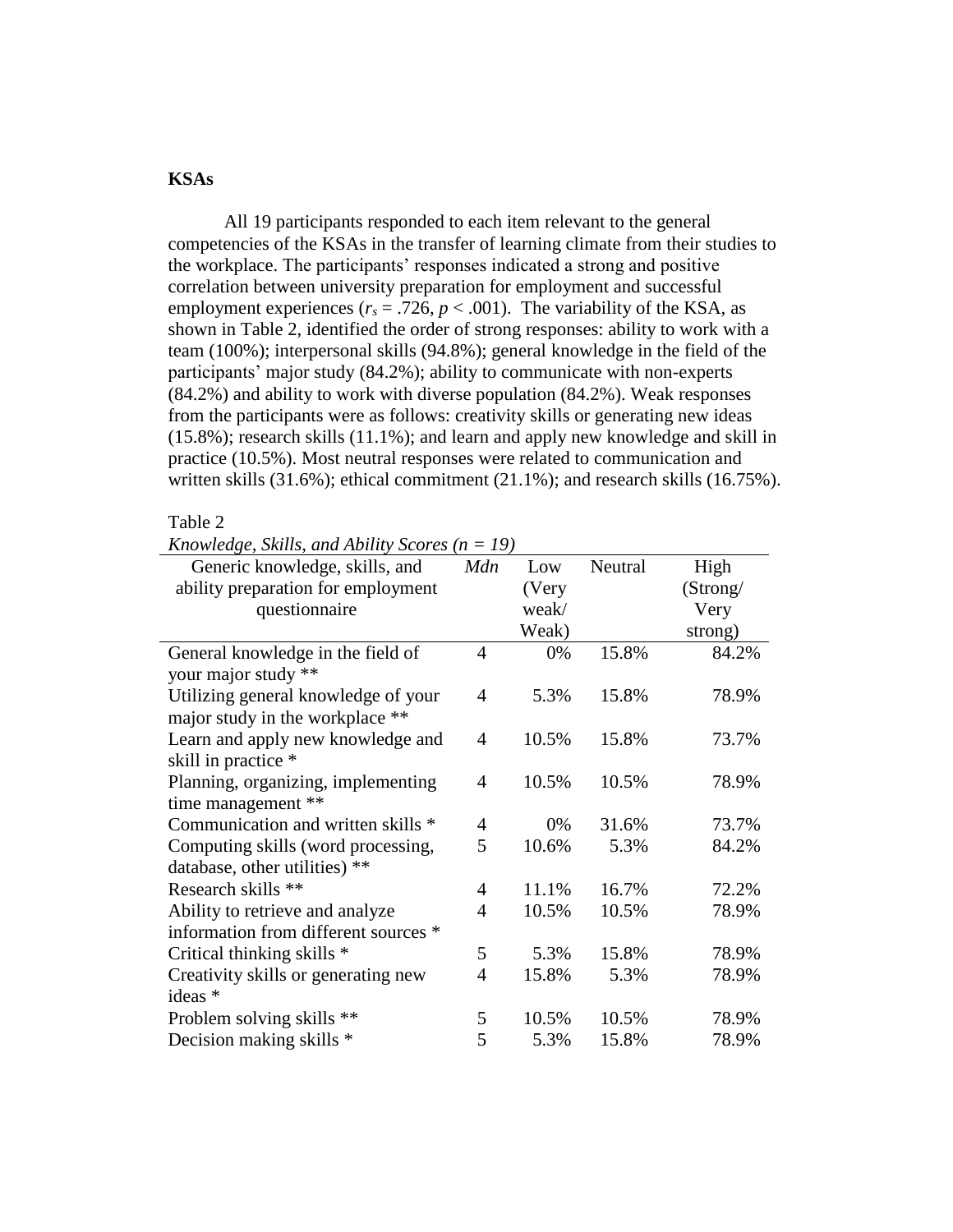**KSAs**

All 19 participants responded to each item relevant to the general competencies of the KSAs in the transfer of learning climate from their studies to the workplace. The participants' responses indicated a strong and positive correlation between university preparation for employment and successful employment experiences ($r_s = .726$, $p < .001$). The variability of the KSA, as shown in Table 2, identified the order of strong responses: ability to work with a team (100%); interpersonal skills (94.8%); general knowledge in the field of the participants' major study (84.2%); ability to communicate with non-experts (84.2%) and ability to work with diverse population (84.2%). Weak responses from the participants were as follows: creativity skills or generating new ideas (15.8%); research skills (11.1%); and learn and apply new knowledge and skill in practice (10.5%). Most neutral responses were related to communication and written skills (31.6%); ethical commitment (21.1%); and research skills (16.75%).

Table 2

*Knowledge, Skills, and Ability Scores (n = 19)*

| Generic knowledge, skills, and ability preparation for employment questionnaire | *Mdn* | Low (Very weak/ Weak) | Neutral | High (Strong/ Very strong) |
|---|---|---|---|---|
| General knowledge in the field of your major study ** | 4 | 0% | 15.8% | 84.2% |
| Utilizing general knowledge of your major study in the workplace ** | 4 | 5.3% | 15.8% | 78.9% |
| Learn and apply new knowledge and skill in practice * | 4 | 10.5% | 15.8% | 73.7% |
| Planning, organizing, implementing time management ** | 4 | 10.5% | 10.5% | 78.9% |
| Communication and written skills * | 4 | 0% | 31.6% | 73.7% |
| Computing skills (word processing, database, other utilities) ** | 5 | 10.6% | 5.3% | 84.2% |
| Research skills ** | 4 | 11.1% | 16.7% | 72.2% |
| Ability to retrieve and analyze information from different sources * | 4 | 10.5% | 10.5% | 78.9% |
| Critical thinking skills * | 5 | 5.3% | 15.8% | 78.9% |
| Creativity skills or generating new ideas * | 4 | 15.8% | 5.3% | 78.9% |
| Problem solving skills ** | 5 | 10.5% | 10.5% | 78.9% |
| Decision making skills * | 5 | 5.3% | 15.8% | 78.9% |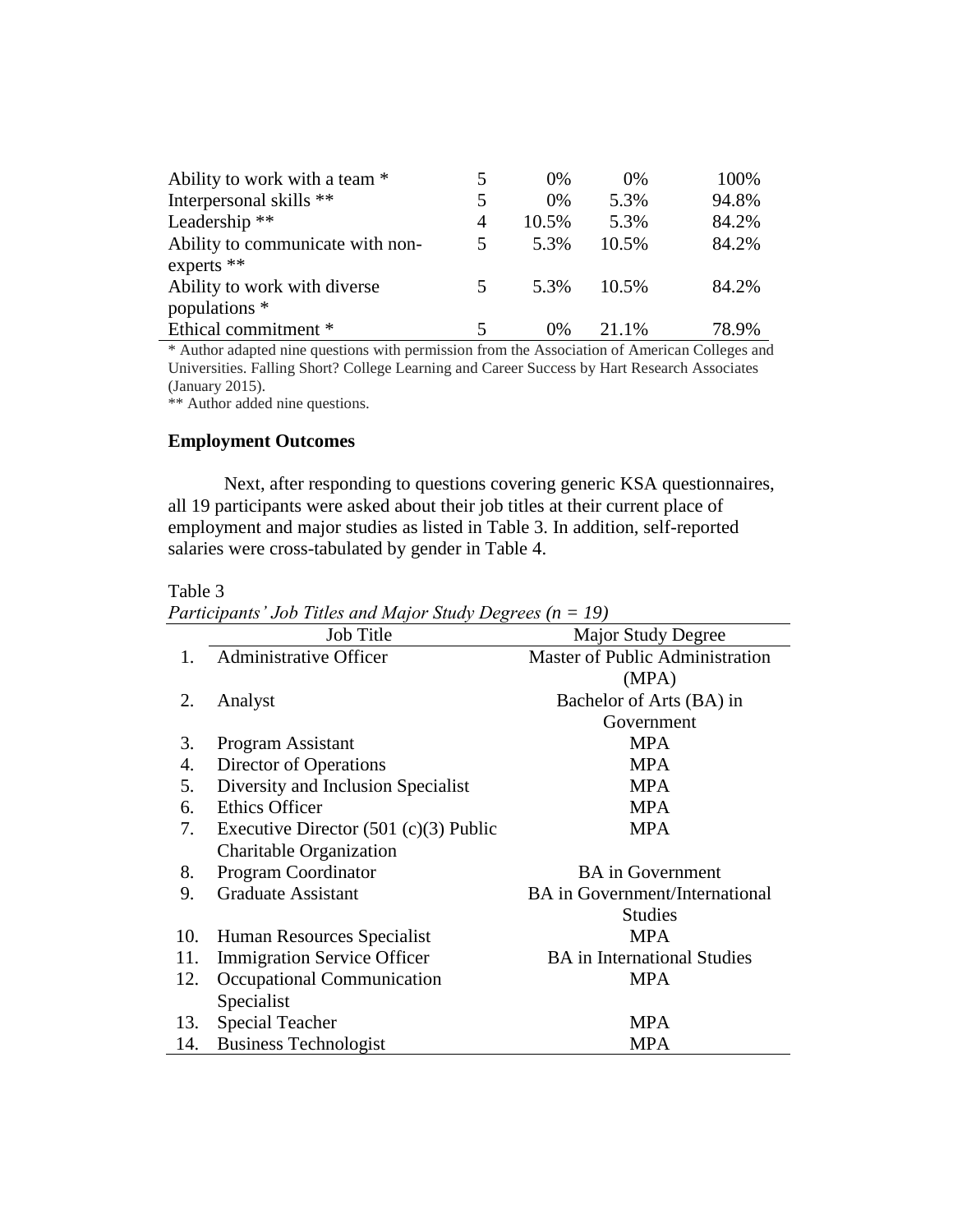| | | | | |
|---|---|---|---|---|
| Ability to work with a team * | 5 | 0% | 0% | 100% |
| Interpersonal skills ** | 5 | 0% | 5.3% | 94.8% |
| Leadership ** | 4 | 10.5% | 5.3% | 84.2% |
| Ability to communicate with non-experts ** | 5 | 5.3% | 10.5% | 84.2% |
| Ability to work with diverse populations * | 5 | 5.3% | 10.5% | 84.2% |
| Ethical commitment * | 5 | 0% | 21.1% | 78.9% |

* Author adapted nine questions with permission from the Association of American Colleges and Universities. Falling Short? College Learning and Career Success by Hart Research Associates (January 2015).

** Author added nine questions.

**Employment Outcomes**

Next, after responding to questions covering generic KSA questionnaires, all 19 participants were asked about their job titles at their current place of employment and major studies as listed in Table 3. In addition, self-reported salaries were cross-tabulated by gender in Table 4.

Table 3

*Participants' Job Titles and Major Study Degrees (n = 19)*

| | Job Title | Major Study Degree |
|---|---|---|
| 1. | Administrative Officer | Master of Public Administration (MPA) |
| 2. | Analyst | Bachelor of Arts (BA) in Government |
| 3. | Program Assistant | MPA |
| 4. | Director of Operations | MPA |
| 5. | Diversity and Inclusion Specialist | MPA |
| 6. | Ethics Officer | MPA |
| 7. | Executive Director (501 (c)(3) Public Charitable Organization | MPA |
| 8. | Program Coordinator | BA in Government |
| 9. | Graduate Assistant | BA in Government/International Studies |
| 10. | Human Resources Specialist | MPA |
| 11. | Immigration Service Officer | BA in International Studies |
| 12. | Occupational Communication Specialist | MPA |
| 13. | Special Teacher | MPA |
| 14. | Business Technologist | MPA |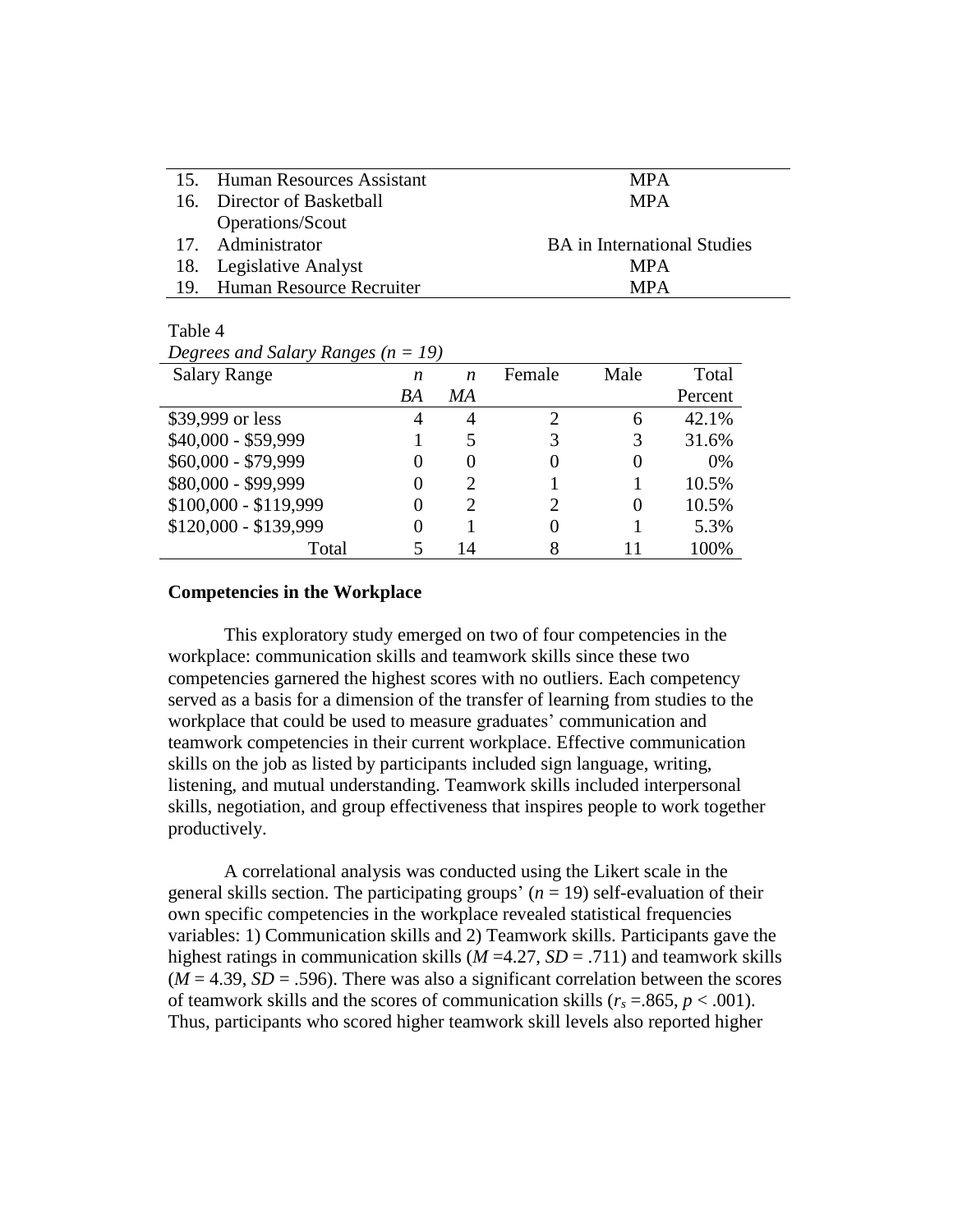| | | |
|---|---|---|
| 15. | Human Resources Assistant | MPA |
| 16. | Director of Basketball Operations/Scout | MPA |
| 17. | Administrator | BA in International Studies |
| 18. | Legislative Analyst | MPA |
| 19. | Human Resource Recruiter | MPA |

Table 4

*Degrees and Salary Ranges (n = 19)*

| Salary Range | *n* *BA* | *n* *MA* | Female | Male | Total Percent |
|---|---|---|---|---|---|
| $39,999 or less | 4 | 4 | 2 | 6 | 42.1% |
| $40,000 - $59,999 | 1 | 5 | 3 | 3 | 31.6% |
| $60,000 - $79,999 | 0 | 0 | 0 | 0 | 0% |
| $80,000 - $99,999 | 0 | 2 | 1 | 1 | 10.5% |
| $100,000 - $119,999 | 0 | 2 | 2 | 0 | 10.5% |
| $120,000 - $139,999 | 0 | 1 | 0 | 1 | 5.3% |
| Total | 5 | 14 | 8 | 11 | 100% |

**Competencies in the Workplace**

This exploratory study emerged on two of four competencies in the workplace: communication skills and teamwork skills since these two competencies garnered the highest scores with no outliers. Each competency served as a basis for a dimension of the transfer of learning from studies to the workplace that could be used to measure graduates' communication and teamwork competencies in their current workplace. Effective communication skills on the job as listed by participants included sign language, writing, listening, and mutual understanding. Teamwork skills included interpersonal skills, negotiation, and group effectiveness that inspires people to work together productively.

A correlational analysis was conducted using the Likert scale in the general skills section. The participating groups' ($n$ = 19) self-evaluation of their own specific competencies in the workplace revealed statistical frequencies variables: 1) Communication skills and 2) Teamwork skills. Participants gave the highest ratings in communication skills ($M$ =4.27, $SD$ = .711) and teamwork skills ($M$ = 4.39, $SD$ = .596). There was also a significant correlation between the scores of teamwork skills and the scores of communication skills ($r_s$ =.865, $p$ < .001). Thus, participants who scored higher teamwork skill levels also reported higher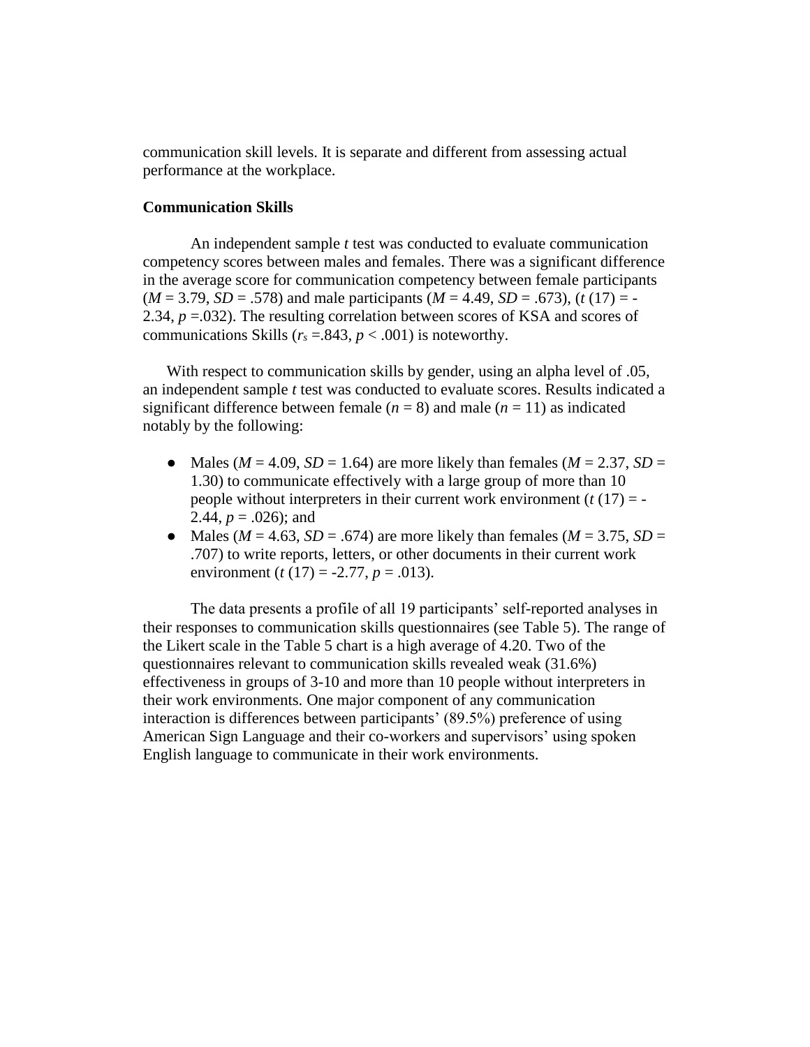communication skill levels. It is separate and different from assessing actual performance at the workplace.

### Communication Skills

An independent sample *t* test was conducted to evaluate communication competency scores between males and females. There was a significant difference in the average score for communication competency between female participants ($M$ = 3.79, $SD$ = .578) and male participants ($M$ = 4.49, $SD$ = .673), ($t$ (17) = -2.34, $p$ =.032). The resulting correlation between scores of KSA and scores of communications Skills ($r_s$ =.843, $p$ < .001) is noteworthy.

With respect to communication skills by gender, using an alpha level of .05, an independent sample *t* test was conducted to evaluate scores. Results indicated a significant difference between female ($n$ = 8) and male ($n$ = 11) as indicated notably by the following:

- Males ($M$ = 4.09, $SD$ = 1.64) are more likely than females ($M$ = 2.37, $SD$ = 1.30) to communicate effectively with a large group of more than 10 people without interpreters in their current work environment ($t$ (17) = -2.44, $p$ = .026); and
- Males ($M$ = 4.63, $SD$ = .674) are more likely than females ($M$ = 3.75, $SD$ = .707) to write reports, letters, or other documents in their current work environment ($t$ (17) = -2.77, $p$ = .013).

The data presents a profile of all 19 participants' self-reported analyses in their responses to communication skills questionnaires (see Table 5). The range of the Likert scale in the Table 5 chart is a high average of 4.20. Two of the questionnaires relevant to communication skills revealed weak (31.6%) effectiveness in groups of 3-10 and more than 10 people without interpreters in their work environments. One major component of any communication interaction is differences between participants' (89.5%) preference of using American Sign Language and their co-workers and supervisors' using spoken English language to communicate in their work environments.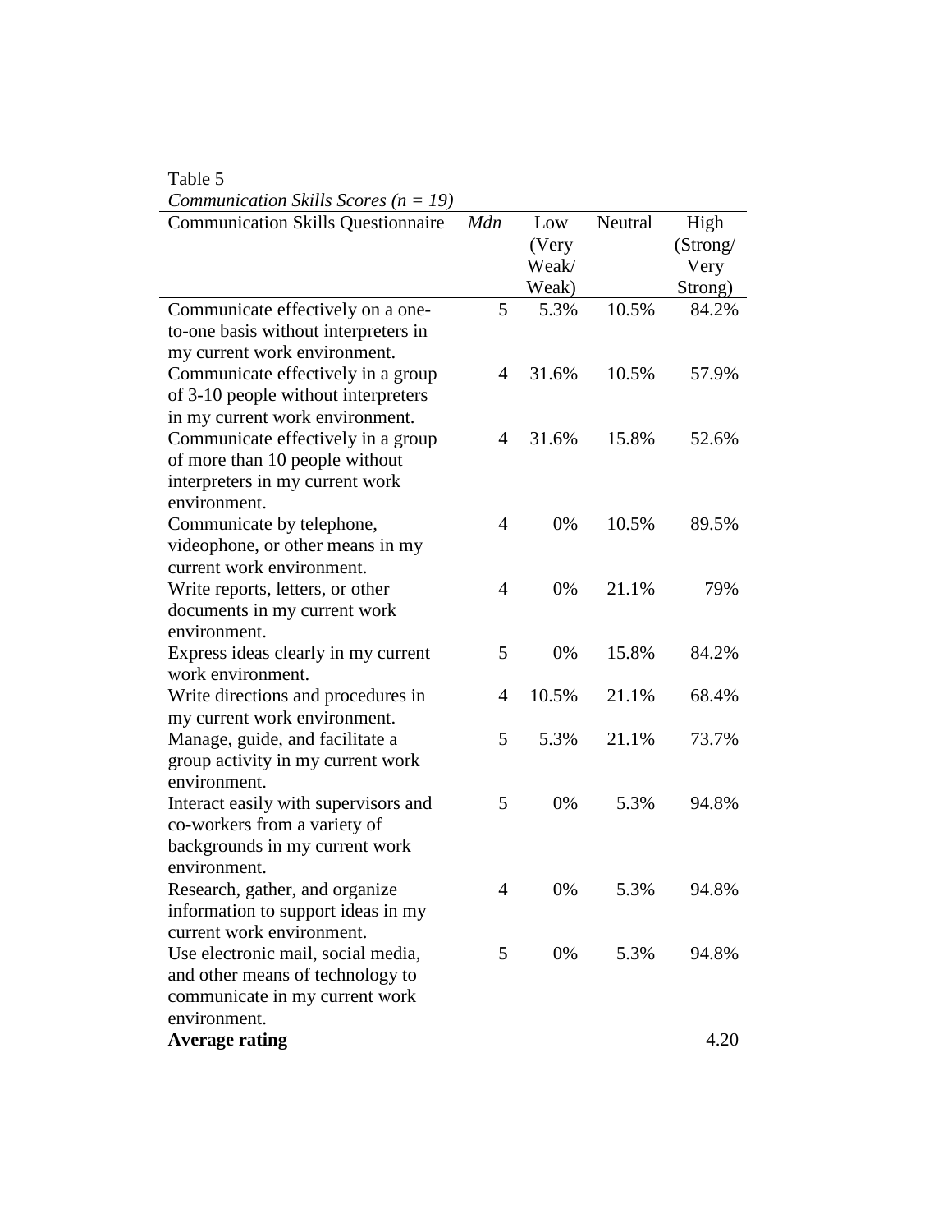Table 5

*Communication Skills Scores (n = 19)*

| Communication Skills Questionnaire | *Mdn* | Low (Very Weak/ Weak) | Neutral | High (Strong/ Very Strong) |
|---|---|---|---|---|
| Communicate effectively on a one-to-one basis without interpreters in my current work environment. | 5 | 5.3% | 10.5% | 84.2% |
| Communicate effectively in a group of 3-10 people without interpreters in my current work environment. | 4 | 31.6% | 10.5% | 57.9% |
| Communicate effectively in a group of more than 10 people without interpreters in my current work environment. | 4 | 31.6% | 15.8% | 52.6% |
| Communicate by telephone, videophone, or other means in my current work environment. | 4 | 0% | 10.5% | 89.5% |
| Write reports, letters, or other documents in my current work environment. | 4 | 0% | 21.1% | 79% |
| Express ideas clearly in my current work environment. | 5 | 0% | 15.8% | 84.2% |
| Write directions and procedures in my current work environment. | 4 | 10.5% | 21.1% | 68.4% |
| Manage, guide, and facilitate a group activity in my current work environment. | 5 | 5.3% | 21.1% | 73.7% |
| Interact easily with supervisors and co-workers from a variety of backgrounds in my current work environment. | 5 | 0% | 5.3% | 94.8% |
| Research, gather, and organize information to support ideas in my current work environment. | 4 | 0% | 5.3% | 94.8% |
| Use electronic mail, social media, and other means of technology to communicate in my current work environment. | 5 | 0% | 5.3% | 94.8% |
| **Average rating** | | | | 4.20 |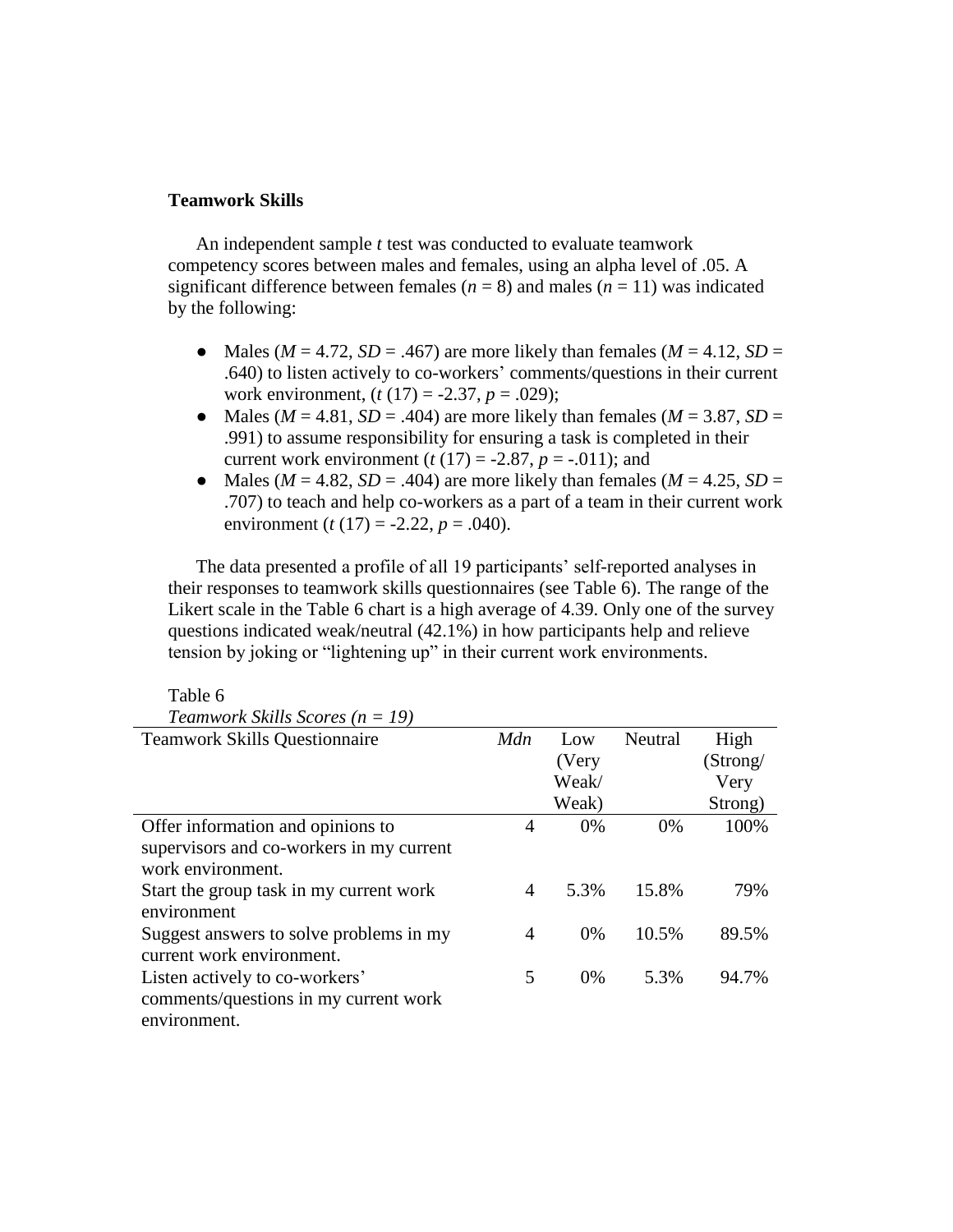## Teamwork Skills

An independent sample *t* test was conducted to evaluate teamwork competency scores between males and females, using an alpha level of .05. A significant difference between females ($n = 8$) and males ($n = 11$) was indicated by the following:

- Males ($M = 4.72$, $SD = .467$) are more likely than females ($M = 4.12$, $SD = .640$) to listen actively to co-workers' comments/questions in their current work environment, ($t\,(17) = -2.37$, $p = .029$);
- Males ($M = 4.81$, $SD = .404$) are more likely than females ($M = 3.87$, $SD = .991$) to assume responsibility for ensuring a task is completed in their current work environment ($t\,(17) = -2.87$, $p = -.011$); and
- Males ($M = 4.82$, $SD = .404$) are more likely than females ($M = 4.25$, $SD = .707$) to teach and help co-workers as a part of a team in their current work environment ($t\,(17) = -2.22$, $p = .040$).

The data presented a profile of all 19 participants' self-reported analyses in their responses to teamwork skills questionnaires (see Table 6). The range of the Likert scale in the Table 6 chart is a high average of 4.39. Only one of the survey questions indicated weak/neutral (42.1%) in how participants help and relieve tension by joking or "lightening up" in their current work environments.

Table 6
*Teamwork Skills Scores ($n = 19$)*

| Teamwork Skills Questionnaire | *Mdn* | Low (Very Weak/ Weak) | Neutral | High (Strong/ Very Strong) |
|---|---|---|---|---|
| Offer information and opinions to supervisors and co-workers in my current work environment. | 4 | 0% | 0% | 100% |
| Start the group task in my current work environment | 4 | 5.3% | 15.8% | 79% |
| Suggest answers to solve problems in my current work environment. | 4 | 0% | 10.5% | 89.5% |
| Listen actively to co-workers' comments/questions in my current work environment. | 5 | 0% | 5.3% | 94.7% |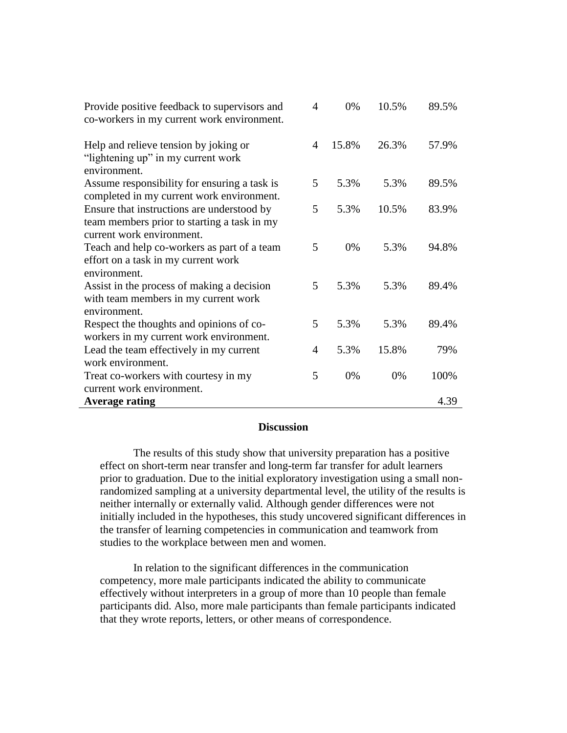| | | | | |
|---|---|---|---|---|
| Provide positive feedback to supervisors and co-workers in my current work environment. | 4 | 0% | 10.5% | 89.5% |
| Help and relieve tension by joking or "lightening up" in my current work environment. | 4 | 15.8% | 26.3% | 57.9% |
| Assume responsibility for ensuring a task is completed in my current work environment. | 5 | 5.3% | 5.3% | 89.5% |
| Ensure that instructions are understood by team members prior to starting a task in my current work environment. | 5 | 5.3% | 10.5% | 83.9% |
| Teach and help co-workers as part of a team effort on a task in my current work environment. | 5 | 0% | 5.3% | 94.8% |
| Assist in the process of making a decision with team members in my current work environment. | 5 | 5.3% | 5.3% | 89.4% |
| Respect the thoughts and opinions of co-workers in my current work environment. | 5 | 5.3% | 5.3% | 89.4% |
| Lead the team effectively in my current work environment. | 4 | 5.3% | 15.8% | 79% |
| Treat co-workers with courtesy in my current work environment. | 5 | 0% | 0% | 100% |
| **Average rating** | | | | 4.39 |

## Discussion

The results of this study show that university preparation has a positive effect on short-term near transfer and long-term far transfer for adult learners prior to graduation. Due to the initial exploratory investigation using a small non-randomized sampling at a university departmental level, the utility of the results is neither internally or externally valid. Although gender differences were not initially included in the hypotheses, this study uncovered significant differences in the transfer of learning competencies in communication and teamwork from studies to the workplace between men and women.

In relation to the significant differences in the communication competency, more male participants indicated the ability to communicate effectively without interpreters in a group of more than 10 people than female participants did. Also, more male participants than female participants indicated that they wrote reports, letters, or other means of correspondence.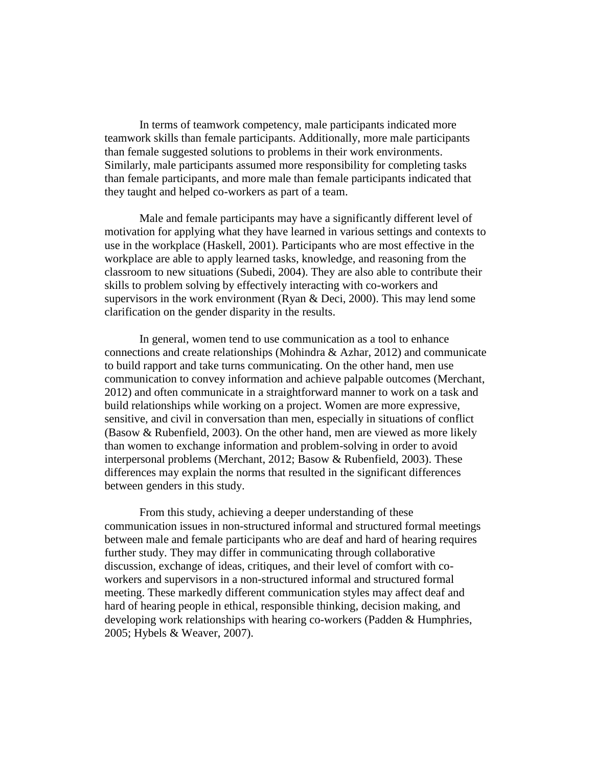In terms of teamwork competency, male participants indicated more teamwork skills than female participants. Additionally, more male participants than female suggested solutions to problems in their work environments. Similarly, male participants assumed more responsibility for completing tasks than female participants, and more male than female participants indicated that they taught and helped co-workers as part of a team.

Male and female participants may have a significantly different level of motivation for applying what they have learned in various settings and contexts to use in the workplace (Haskell, 2001). Participants who are most effective in the workplace are able to apply learned tasks, knowledge, and reasoning from the classroom to new situations (Subedi, 2004). They are also able to contribute their skills to problem solving by effectively interacting with co-workers and supervisors in the work environment (Ryan & Deci, 2000). This may lend some clarification on the gender disparity in the results.

In general, women tend to use communication as a tool to enhance connections and create relationships (Mohindra & Azhar, 2012) and communicate to build rapport and take turns communicating. On the other hand, men use communication to convey information and achieve palpable outcomes (Merchant, 2012) and often communicate in a straightforward manner to work on a task and build relationships while working on a project. Women are more expressive, sensitive, and civil in conversation than men, especially in situations of conflict (Basow & Rubenfield, 2003). On the other hand, men are viewed as more likely than women to exchange information and problem-solving in order to avoid interpersonal problems (Merchant, 2012; Basow & Rubenfield, 2003). These differences may explain the norms that resulted in the significant differences between genders in this study.

From this study, achieving a deeper understanding of these communication issues in non-structured informal and structured formal meetings between male and female participants who are deaf and hard of hearing requires further study. They may differ in communicating through collaborative discussion, exchange of ideas, critiques, and their level of comfort with co-workers and supervisors in a non-structured informal and structured formal meeting. These markedly different communication styles may affect deaf and hard of hearing people in ethical, responsible thinking, decision making, and developing work relationships with hearing co-workers (Padden & Humphries, 2005; Hybels & Weaver, 2007).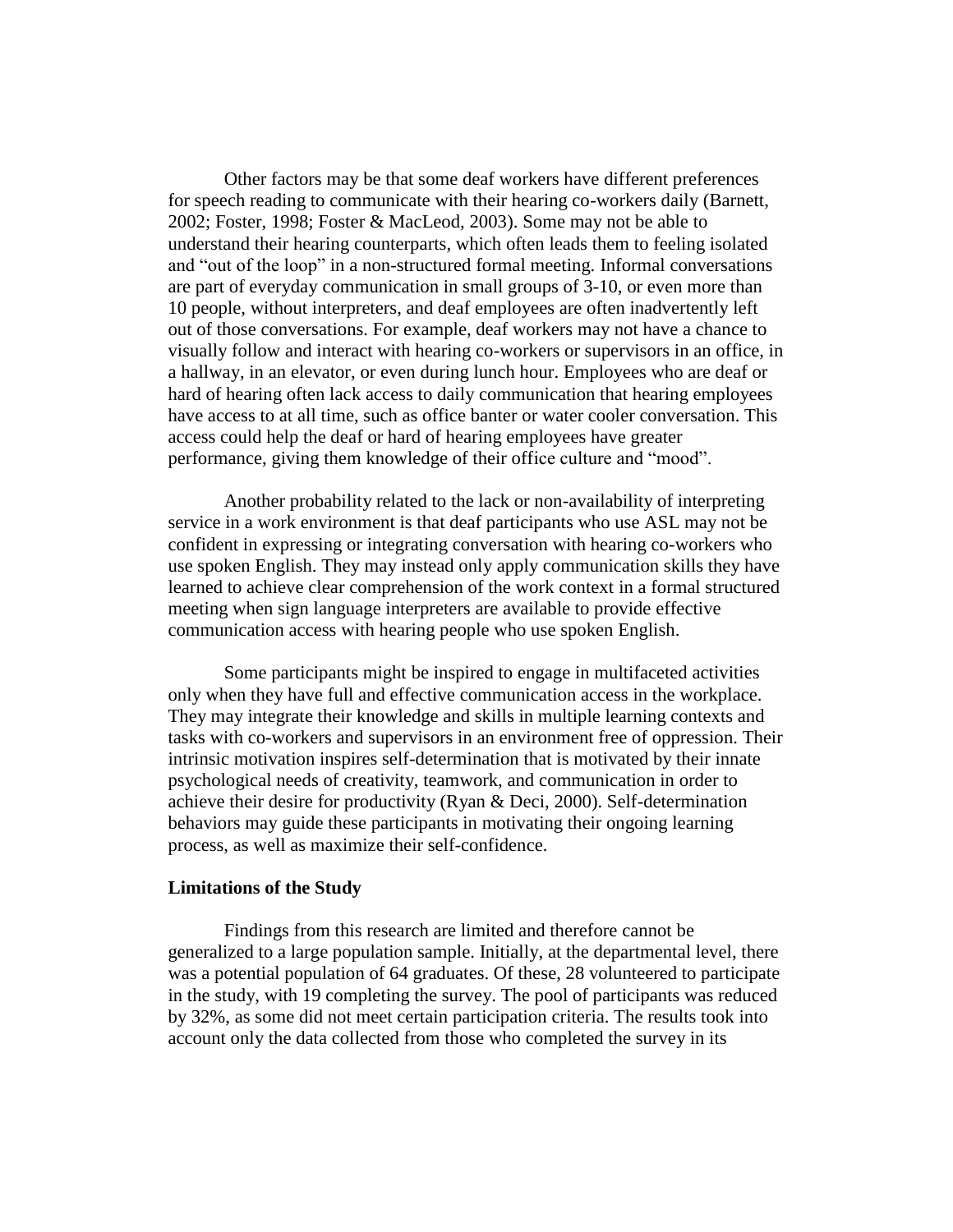Other factors may be that some deaf workers have different preferences for speech reading to communicate with their hearing co-workers daily (Barnett, 2002; Foster, 1998; Foster & MacLeod, 2003). Some may not be able to understand their hearing counterparts, which often leads them to feeling isolated and "out of the loop" in a non-structured formal meeting. Informal conversations are part of everyday communication in small groups of 3-10, or even more than 10 people, without interpreters, and deaf employees are often inadvertently left out of those conversations. For example, deaf workers may not have a chance to visually follow and interact with hearing co-workers or supervisors in an office, in a hallway, in an elevator, or even during lunch hour. Employees who are deaf or hard of hearing often lack access to daily communication that hearing employees have access to at all time, such as office banter or water cooler conversation. This access could help the deaf or hard of hearing employees have greater performance, giving them knowledge of their office culture and "mood".

Another probability related to the lack or non-availability of interpreting service in a work environment is that deaf participants who use ASL may not be confident in expressing or integrating conversation with hearing co-workers who use spoken English. They may instead only apply communication skills they have learned to achieve clear comprehension of the work context in a formal structured meeting when sign language interpreters are available to provide effective communication access with hearing people who use spoken English.

Some participants might be inspired to engage in multifaceted activities only when they have full and effective communication access in the workplace. They may integrate their knowledge and skills in multiple learning contexts and tasks with co-workers and supervisors in an environment free of oppression. Their intrinsic motivation inspires self-determination that is motivated by their innate psychological needs of creativity, teamwork, and communication in order to achieve their desire for productivity (Ryan & Deci, 2000). Self-determination behaviors may guide these participants in motivating their ongoing learning process, as well as maximize their self-confidence.

**Limitations of the Study**

Findings from this research are limited and therefore cannot be generalized to a large population sample. Initially, at the departmental level, there was a potential population of 64 graduates. Of these, 28 volunteered to participate in the study, with 19 completing the survey. The pool of participants was reduced by 32%, as some did not meet certain participation criteria. The results took into account only the data collected from those who completed the survey in its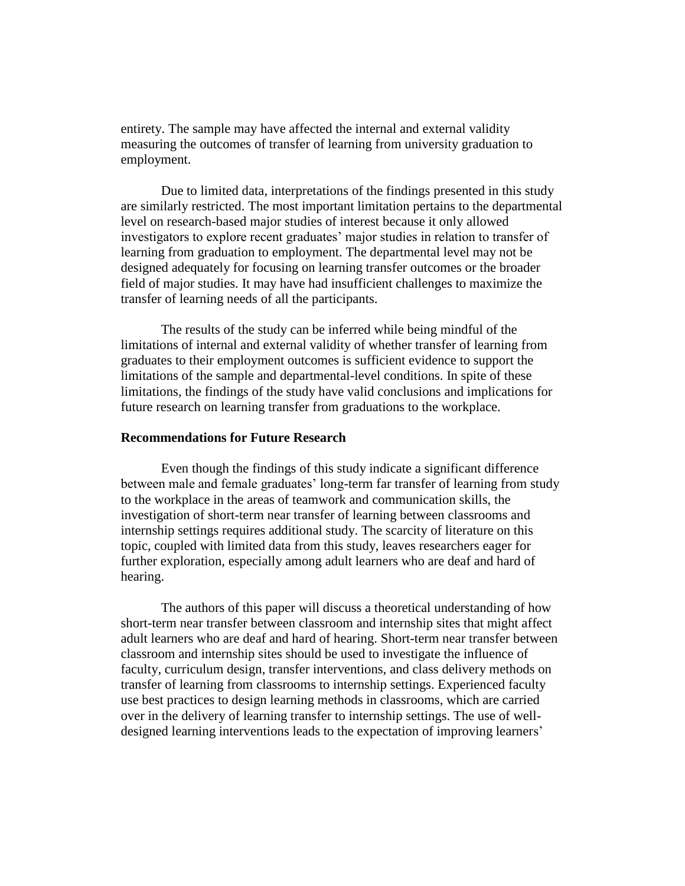entirety. The sample may have affected the internal and external validity measuring the outcomes of transfer of learning from university graduation to employment.

Due to limited data, interpretations of the findings presented in this study are similarly restricted. The most important limitation pertains to the departmental level on research-based major studies of interest because it only allowed investigators to explore recent graduates' major studies in relation to transfer of learning from graduation to employment. The departmental level may not be designed adequately for focusing on learning transfer outcomes or the broader field of major studies. It may have had insufficient challenges to maximize the transfer of learning needs of all the participants.

The results of the study can be inferred while being mindful of the limitations of internal and external validity of whether transfer of learning from graduates to their employment outcomes is sufficient evidence to support the limitations of the sample and departmental-level conditions. In spite of these limitations, the findings of the study have valid conclusions and implications for future research on learning transfer from graduations to the workplace.

**Recommendations for Future Research**

Even though the findings of this study indicate a significant difference between male and female graduates' long-term far transfer of learning from study to the workplace in the areas of teamwork and communication skills, the investigation of short-term near transfer of learning between classrooms and internship settings requires additional study. The scarcity of literature on this topic, coupled with limited data from this study, leaves researchers eager for further exploration, especially among adult learners who are deaf and hard of hearing.

The authors of this paper will discuss a theoretical understanding of how short-term near transfer between classroom and internship sites that might affect adult learners who are deaf and hard of hearing. Short-term near transfer between classroom and internship sites should be used to investigate the influence of faculty, curriculum design, transfer interventions, and class delivery methods on transfer of learning from classrooms to internship settings. Experienced faculty use best practices to design learning methods in classrooms, which are carried over in the delivery of learning transfer to internship settings. The use of well-designed learning interventions leads to the expectation of improving learners'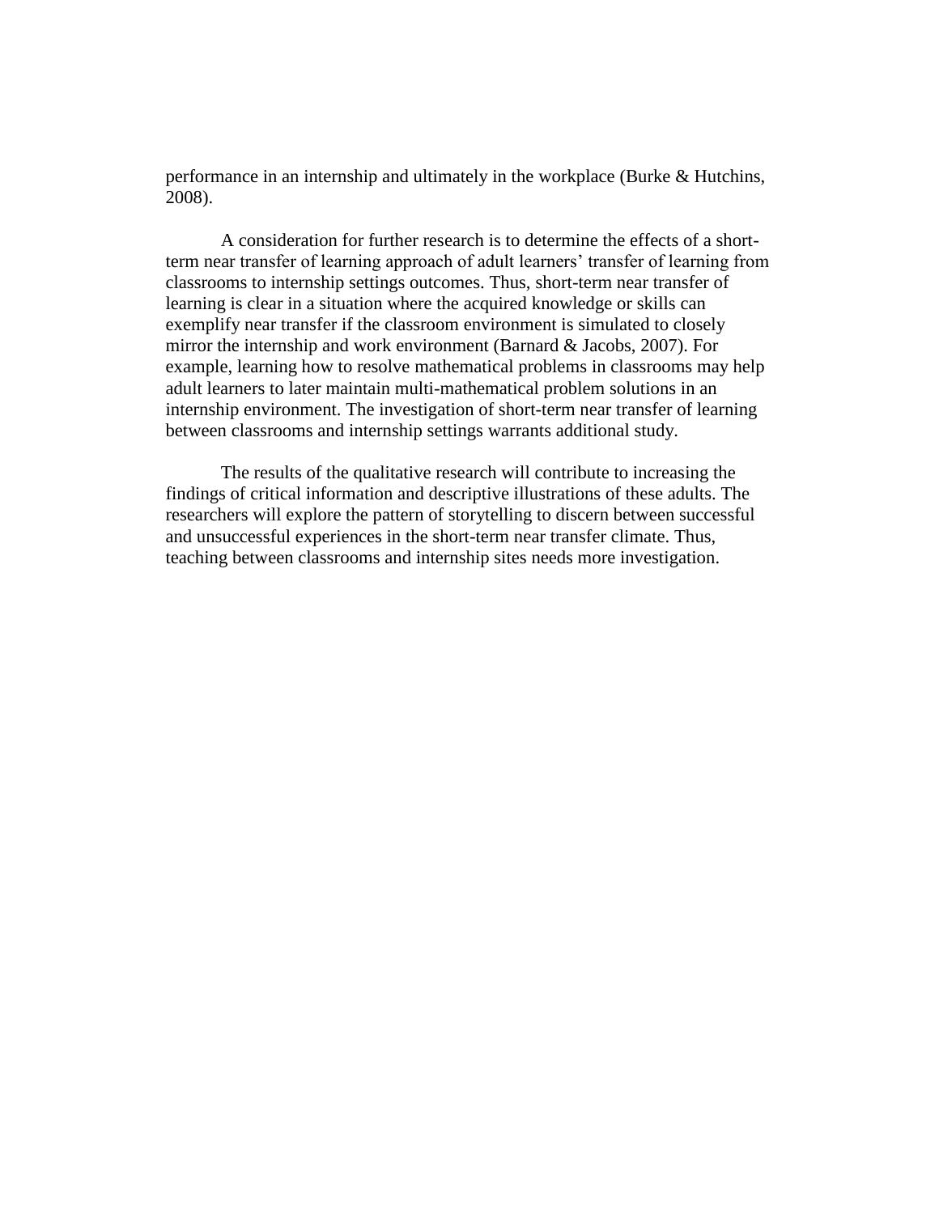performance in an internship and ultimately in the workplace (Burke & Hutchins, 2008).

A consideration for further research is to determine the effects of a short-term near transfer of learning approach of adult learners' transfer of learning from classrooms to internship settings outcomes. Thus, short-term near transfer of learning is clear in a situation where the acquired knowledge or skills can exemplify near transfer if the classroom environment is simulated to closely mirror the internship and work environment (Barnard & Jacobs, 2007). For example, learning how to resolve mathematical problems in classrooms may help adult learners to later maintain multi-mathematical problem solutions in an internship environment. The investigation of short-term near transfer of learning between classrooms and internship settings warrants additional study.

The results of the qualitative research will contribute to increasing the findings of critical information and descriptive illustrations of these adults. The researchers will explore the pattern of storytelling to discern between successful and unsuccessful experiences in the short-term near transfer climate. Thus, teaching between classrooms and internship sites needs more investigation.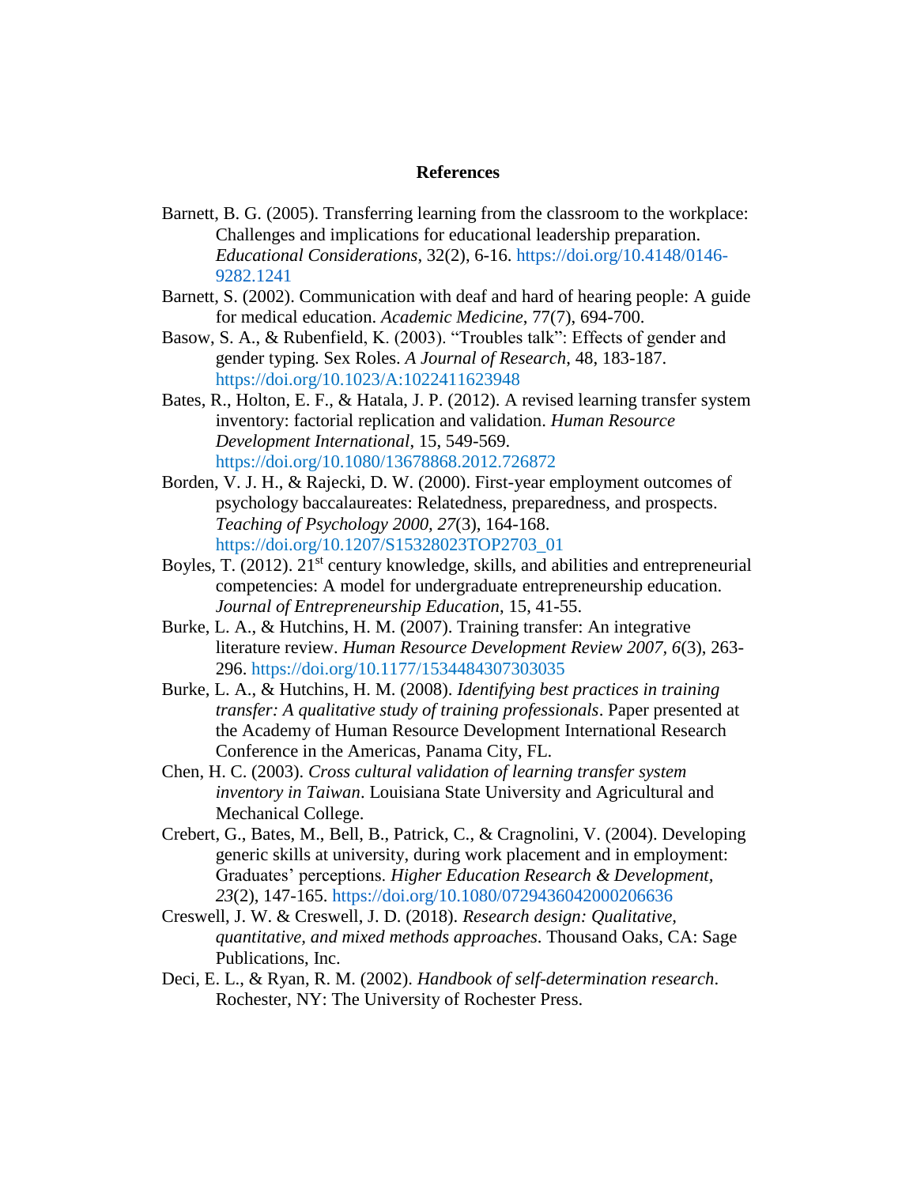## References

Barnett, B. G. (2005). Transferring learning from the classroom to the workplace: Challenges and implications for educational leadership preparation. *Educational Considerations*, 32(2), 6-16. https://doi.org/10.4148/0146-9282.1241

Barnett, S. (2002). Communication with deaf and hard of hearing people: A guide for medical education. *Academic Medicine*, 77(7), 694-700.

Basow, S. A., & Rubenfield, K. (2003). "Troubles talk": Effects of gender and gender typing. Sex Roles. *A Journal of Research*, 48, 183-187. https://doi.org/10.1023/A:1022411623948

Bates, R., Holton, E. F., & Hatala, J. P. (2012). A revised learning transfer system inventory: factorial replication and validation. *Human Resource Development International*, 15, 549-569. https://doi.org/10.1080/13678868.2012.726872

Borden, V. J. H., & Rajecki, D. W. (2000). First-year employment outcomes of psychology baccalaureates: Relatedness, preparedness, and prospects. *Teaching of Psychology 2000*, *27*(3), 164-168. https://doi.org/10.1207/S15328023TOP2703_01

Boyles, T. (2012). 21st century knowledge, skills, and abilities and entrepreneurial competencies: A model for undergraduate entrepreneurship education. *Journal of Entrepreneurship Education*, 15, 41-55.

Burke, L. A., & Hutchins, H. M. (2007). Training transfer: An integrative literature review. *Human Resource Development Review 2007*, *6*(3), 263-296. https://doi.org/10.1177/1534484307303035

Burke, L. A., & Hutchins, H. M. (2008). *Identifying best practices in training transfer: A qualitative study of training professionals*. Paper presented at the Academy of Human Resource Development International Research Conference in the Americas, Panama City, FL.

Chen, H. C. (2003). *Cross cultural validation of learning transfer system inventory in Taiwan*. Louisiana State University and Agricultural and Mechanical College.

Crebert, G., Bates, M., Bell, B., Patrick, C., & Cragnolini, V. (2004). Developing generic skills at university, during work placement and in employment: Graduates' perceptions. *Higher Education Research & Development*, *23*(2), 147-165. https://doi.org/10.1080/0729436042000206636

Creswell, J. W. & Creswell, J. D. (2018). *Research design: Qualitative, quantitative, and mixed methods approaches*. Thousand Oaks, CA: Sage Publications, Inc.

Deci, E. L., & Ryan, R. M. (2002). *Handbook of self-determination research*. Rochester, NY: The University of Rochester Press.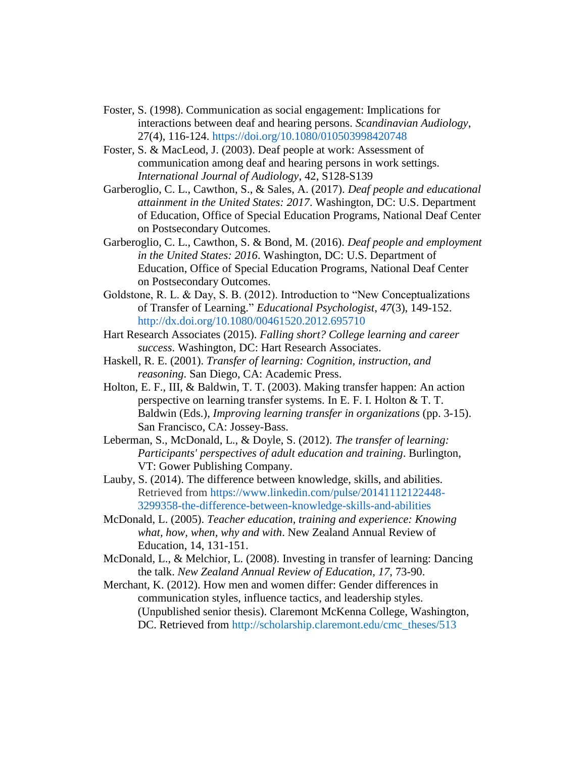Foster, S. (1998). Communication as social engagement: Implications for interactions between deaf and hearing persons. *Scandinavian Audiology*, 27(4), 116-124. https://doi.org/10.1080/010503998420748

Foster, S. & MacLeod, J. (2003). Deaf people at work: Assessment of communication among deaf and hearing persons in work settings. *International Journal of Audiology*, 42, S128-S139

Garberoglio, C. L., Cawthon, S., & Sales, A. (2017). *Deaf people and educational attainment in the United States: 2017*. Washington, DC: U.S. Department of Education, Office of Special Education Programs, National Deaf Center on Postsecondary Outcomes.

Garberoglio, C. L., Cawthon, S. & Bond, M. (2016). *Deaf people and employment in the United States: 2016*. Washington, DC: U.S. Department of Education, Office of Special Education Programs, National Deaf Center on Postsecondary Outcomes.

Goldstone, R. L. & Day, S. B. (2012). Introduction to "New Conceptualizations of Transfer of Learning." *Educational Psychologist*, *47*(3), 149-152. http://dx.doi.org/10.1080/00461520.2012.695710

Hart Research Associates (2015). *Falling short? College learning and career success*. Washington, DC: Hart Research Associates.

Haskell, R. E. (2001). *Transfer of learning: Cognition, instruction, and reasoning*. San Diego, CA: Academic Press.

Holton, E. F., III, & Baldwin, T. T. (2003). Making transfer happen: An action perspective on learning transfer systems. In E. F. I. Holton & T. T. Baldwin (Eds.), *Improving learning transfer in organizations* (pp. 3-15). San Francisco, CA: Jossey-Bass.

Leberman, S., McDonald, L., & Doyle, S. (2012). *The transfer of learning: Participants' perspectives of adult education and training*. Burlington, VT: Gower Publishing Company.

Lauby, S. (2014). The difference between knowledge, skills, and abilities. Retrieved from https://www.linkedin.com/pulse/20141112122448-3299358-the-difference-between-knowledge-skills-and-abilities

McDonald, L. (2005). *Teacher education, training and experience: Knowing what, how, when, why and with*. New Zealand Annual Review of Education, 14, 131-151.

McDonald, L., & Melchior, L. (2008). Investing in transfer of learning: Dancing the talk. *New Zealand Annual Review of Education*, *17*, 73-90.

Merchant, K. (2012). How men and women differ: Gender differences in communication styles, influence tactics, and leadership styles. (Unpublished senior thesis). Claremont McKenna College, Washington, DC. Retrieved from http://scholarship.claremont.edu/cmc_theses/513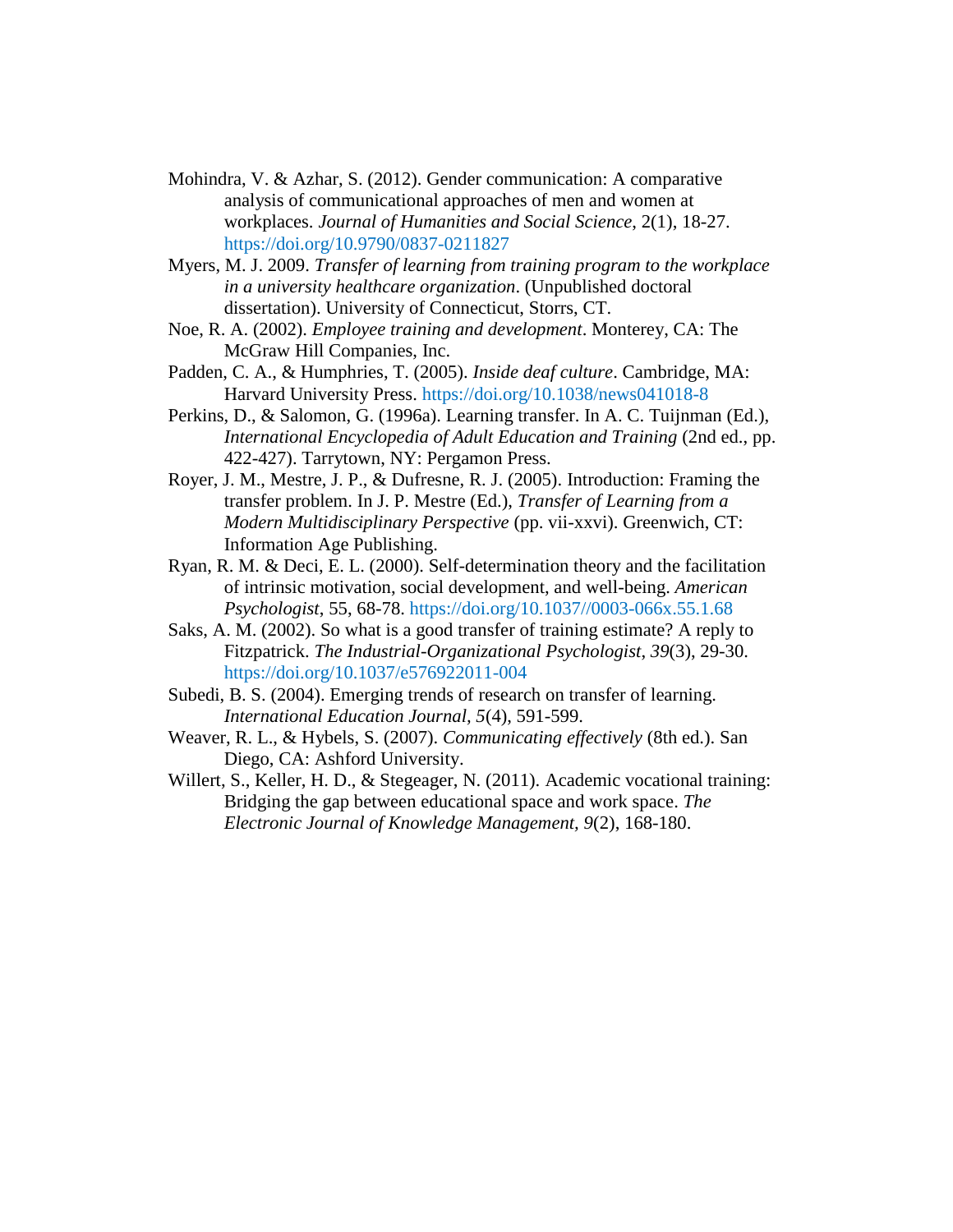Mohindra, V. & Azhar, S. (2012). Gender communication: A comparative analysis of communicational approaches of men and women at workplaces. *Journal of Humanities and Social Science*, 2(1), 18-27. https://doi.org/10.9790/0837-0211827

Myers, M. J. 2009. *Transfer of learning from training program to the workplace in a university healthcare organization*. (Unpublished doctoral dissertation). University of Connecticut, Storrs, CT.

Noe, R. A. (2002). *Employee training and development*. Monterey, CA: The McGraw Hill Companies, Inc.

Padden, C. A., & Humphries, T. (2005). *Inside deaf culture*. Cambridge, MA: Harvard University Press. https://doi.org/10.1038/news041018-8

Perkins, D., & Salomon, G. (1996a). Learning transfer. In A. C. Tuijnman (Ed.), *International Encyclopedia of Adult Education and Training* (2nd ed., pp. 422-427). Tarrytown, NY: Pergamon Press.

Royer, J. M., Mestre, J. P., & Dufresne, R. J. (2005). Introduction: Framing the transfer problem. In J. P. Mestre (Ed.), *Transfer of Learning from a Modern Multidisciplinary Perspective* (pp. vii-xxvi). Greenwich, CT: Information Age Publishing.

Ryan, R. M. & Deci, E. L. (2000). Self-determination theory and the facilitation of intrinsic motivation, social development, and well-being. *American Psychologist*, 55, 68-78. https://doi.org/10.1037//0003-066x.55.1.68

Saks, A. M. (2002). So what is a good transfer of training estimate? A reply to Fitzpatrick. *The Industrial-Organizational Psychologist*, *39*(3), 29-30. https://doi.org/10.1037/e576922011-004

Subedi, B. S. (2004). Emerging trends of research on transfer of learning. *International Education Journal, 5*(4), 591-599.

Weaver, R. L., & Hybels, S. (2007). *Communicating effectively* (8th ed.). San Diego, CA: Ashford University.

Willert, S., Keller, H. D., & Stegeager, N. (2011). Academic vocational training: Bridging the gap between educational space and work space. *The Electronic Journal of Knowledge Management, 9*(2), 168-180.